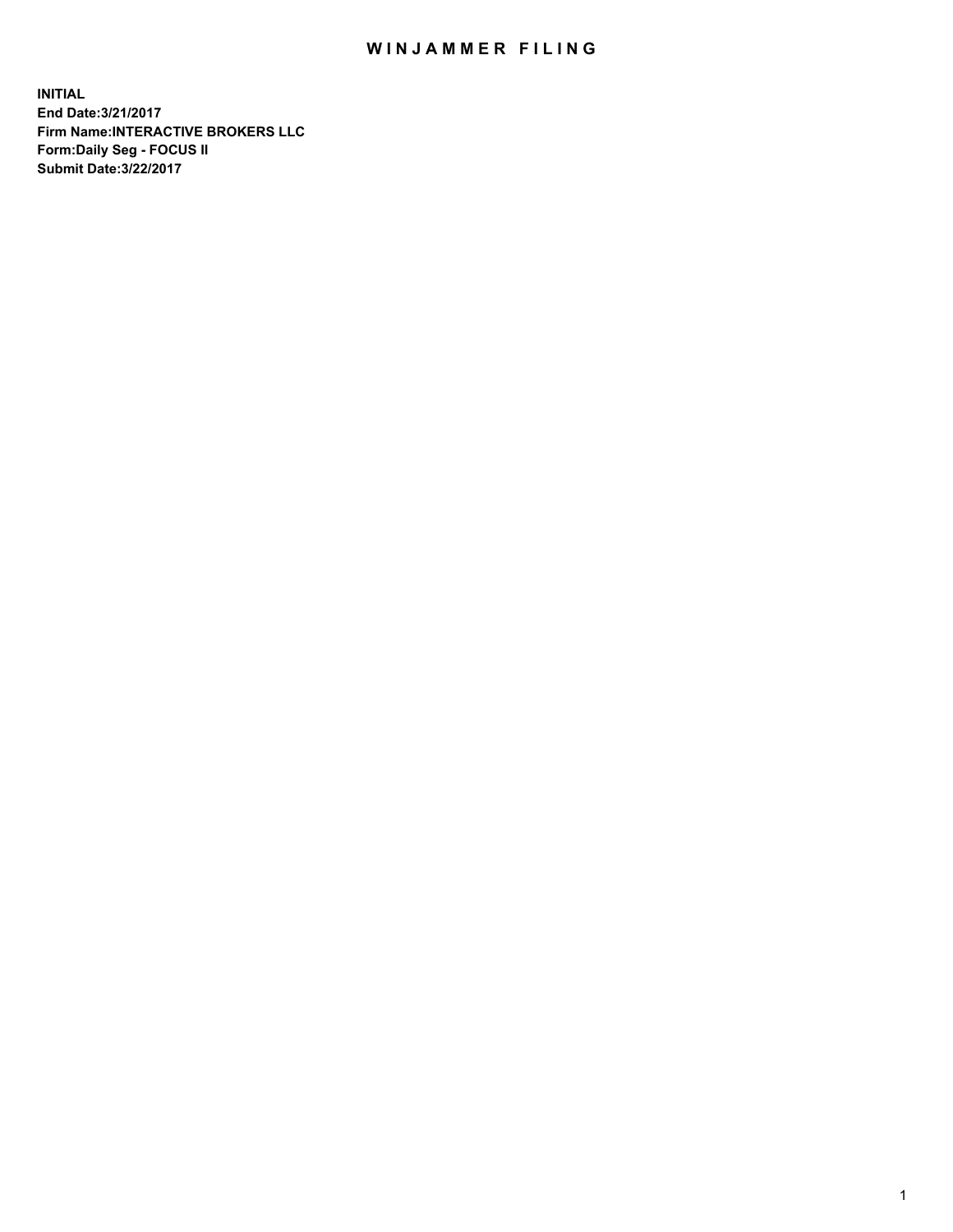# WINJAMMER FILING

**INITIAL**
**End Date:3/21/2017**
**Firm Name:INTERACTIVE BROKERS LLC**
**Form:Daily Seg - FOCUS II**
**Submit Date:3/22/2017**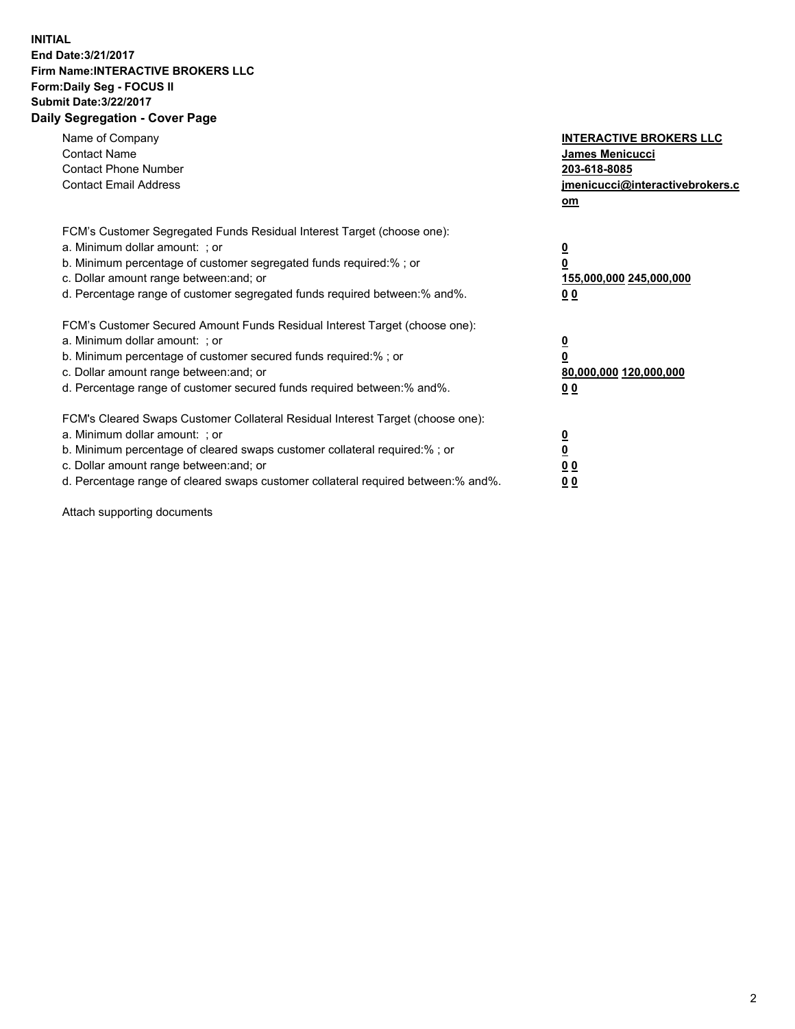**INITIAL**
**End Date:3/21/2017**
**Firm Name:INTERACTIVE BROKERS LLC**
**Form:Daily Seg - FOCUS II**
**Submit Date:3/22/2017**

## Daily Segregation - Cover Page

| | |
|---|---|
| Name of Company | **INTERACTIVE BROKERS LLC** |
| Contact Name | **James Menicucci** |
| Contact Phone Number | **203-618-8085** |
| Contact Email Address | **jmenicucci@interactivebrokers.com** |

FCM's Customer Segregated Funds Residual Interest Target (choose one):

| | |
|---|---|
| a. Minimum dollar amount: ; or | **0** |
| b. Minimum percentage of customer segregated funds required:% ; or | **0** |
| c. Dollar amount range between:and; or | **155,000,000 245,000,000** |
| d. Percentage range of customer segregated funds required between:% and%. | **0 0** |

FCM's Customer Secured Amount Funds Residual Interest Target (choose one):

| | |
|---|---|
| a. Minimum dollar amount: ; or | **0** |
| b. Minimum percentage of customer secured funds required:% ; or | **0** |
| c. Dollar amount range between:and; or | **80,000,000 120,000,000** |
| d. Percentage range of customer secured funds required between:% and%. | **0 0** |

FCM's Cleared Swaps Customer Collateral Residual Interest Target (choose one):

| | |
|---|---|
| a. Minimum dollar amount: ; or | **0** |
| b. Minimum percentage of cleared swaps customer collateral required:% ; or | **0** |
| c. Dollar amount range between:and; or | **0 0** |
| d. Percentage range of cleared swaps customer collateral required between:% and%. | **0 0** |

Attach supporting documents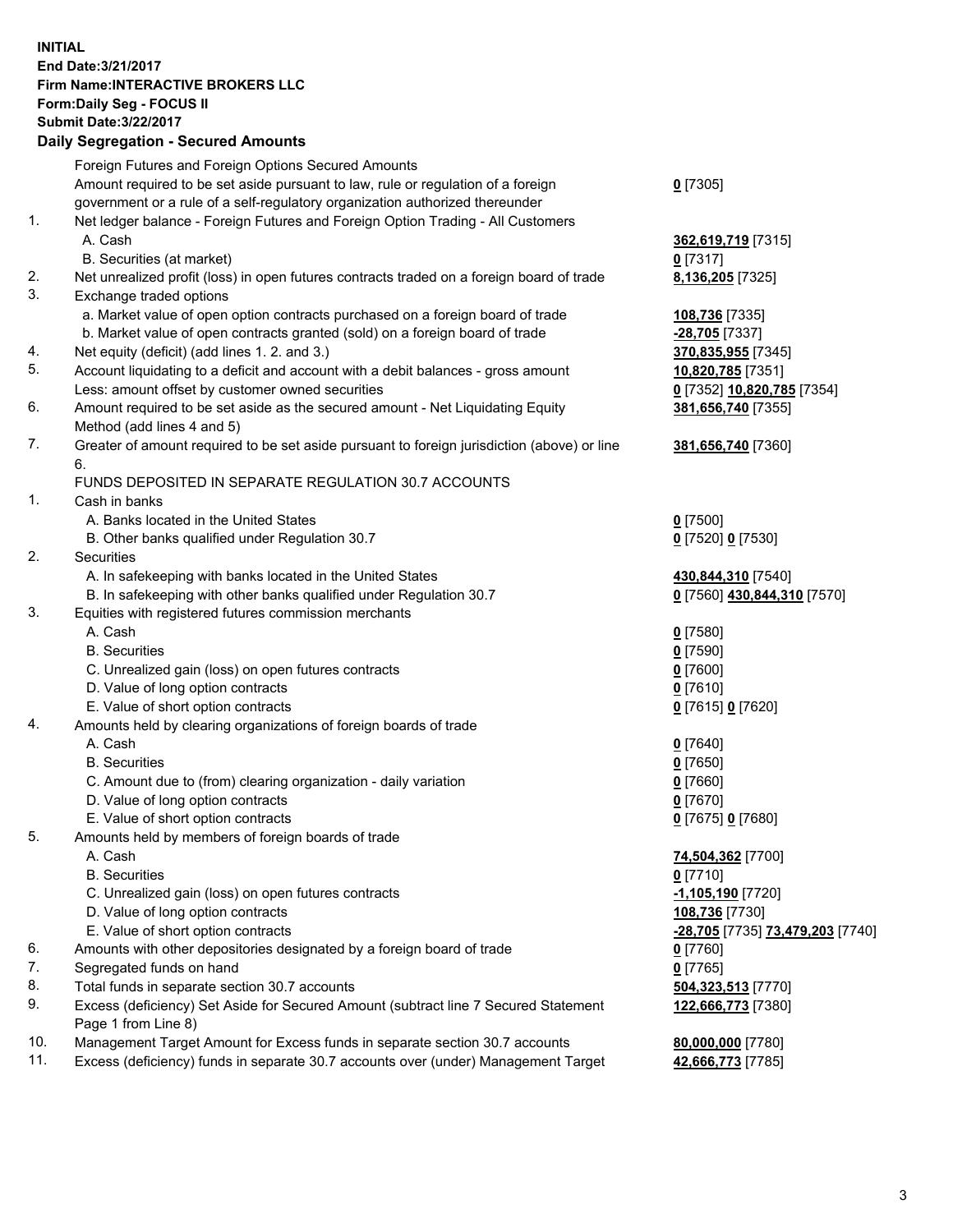**INITIAL**
**End Date:3/21/2017**
**Firm Name:INTERACTIVE BROKERS LLC**
**Form:Daily Seg - FOCUS II**
**Submit Date:3/22/2017**
**Daily Segregation - Secured Amounts**

| | | |
|---|---|---|
| | Foreign Futures and Foreign Options Secured Amounts | |
| | Amount required to be set aside pursuant to law, rule or regulation of a foreign government or a rule of a self-regulatory organization authorized thereunder | **0** [7305] |
| 1. | Net ledger balance - Foreign Futures and Foreign Option Trading - All Customers | |
| | A. Cash | **362,619,719** [7315] |
| | B. Securities (at market) | **0** [7317] |
| 2. | Net unrealized profit (loss) in open futures contracts traded on a foreign board of trade | **8,136,205** [7325] |
| 3. | Exchange traded options | |
| | a. Market value of open option contracts purchased on a foreign board of trade | **108,736** [7335] |
| | b. Market value of open contracts granted (sold) on a foreign board of trade | **-28,705** [7337] |
| 4. | Net equity (deficit) (add lines 1. 2. and 3.) | **370,835,955** [7345] |
| 5. | Account liquidating to a deficit and account with a debit balances - gross amount | **10,820,785** [7351] |
| | Less: amount offset by customer owned securities | **0** [7352] **10,820,785** [7354] |
| 6. | Amount required to be set aside as the secured amount - Net Liquidating Equity Method (add lines 4 and 5) | **381,656,740** [7355] |
| 7. | Greater of amount required to be set aside pursuant to foreign jurisdiction (above) or line 6. | **381,656,740** [7360] |
| | FUNDS DEPOSITED IN SEPARATE REGULATION 30.7 ACCOUNTS | |
| 1. | Cash in banks | |
| | A. Banks located in the United States | **0** [7500] |
| | B. Other banks qualified under Regulation 30.7 | **0** [7520] **0** [7530] |
| 2. | Securities | |
| | A. In safekeeping with banks located in the United States | **430,844,310** [7540] |
| | B. In safekeeping with other banks qualified under Regulation 30.7 | **0** [7560] **430,844,310** [7570] |
| 3. | Equities with registered futures commission merchants | |
| | A. Cash | **0** [7580] |
| | B. Securities | **0** [7590] |
| | C. Unrealized gain (loss) on open futures contracts | **0** [7600] |
| | D. Value of long option contracts | **0** [7610] |
| | E. Value of short option contracts | **0** [7615] **0** [7620] |
| 4. | Amounts held by clearing organizations of foreign boards of trade | |
| | A. Cash | **0** [7640] |
| | B. Securities | **0** [7650] |
| | C. Amount due to (from) clearing organization - daily variation | **0** [7660] |
| | D. Value of long option contracts | **0** [7670] |
| | E. Value of short option contracts | **0** [7675] **0** [7680] |
| 5. | Amounts held by members of foreign boards of trade | |
| | A. Cash | **74,504,362** [7700] |
| | B. Securities | **0** [7710] |
| | C. Unrealized gain (loss) on open futures contracts | **-1,105,190** [7720] |
| | D. Value of long option contracts | **108,736** [7730] |
| | E. Value of short option contracts | **-28,705** [7735] **73,479,203** [7740] |
| 6. | Amounts with other depositories designated by a foreign board of trade | **0** [7760] |
| 7. | Segregated funds on hand | **0** [7765] |
| 8. | Total funds in separate section 30.7 accounts | **504,323,513** [7770] |
| 9. | Excess (deficiency) Set Aside for Secured Amount (subtract line 7 Secured Statement Page 1 from Line 8) | **122,666,773** [7380] |
| 10. | Management Target Amount for Excess funds in separate section 30.7 accounts | **80,000,000** [7780] |
| 11. | Excess (deficiency) funds in separate 30.7 accounts over (under) Management Target | **42,666,773** [7785] |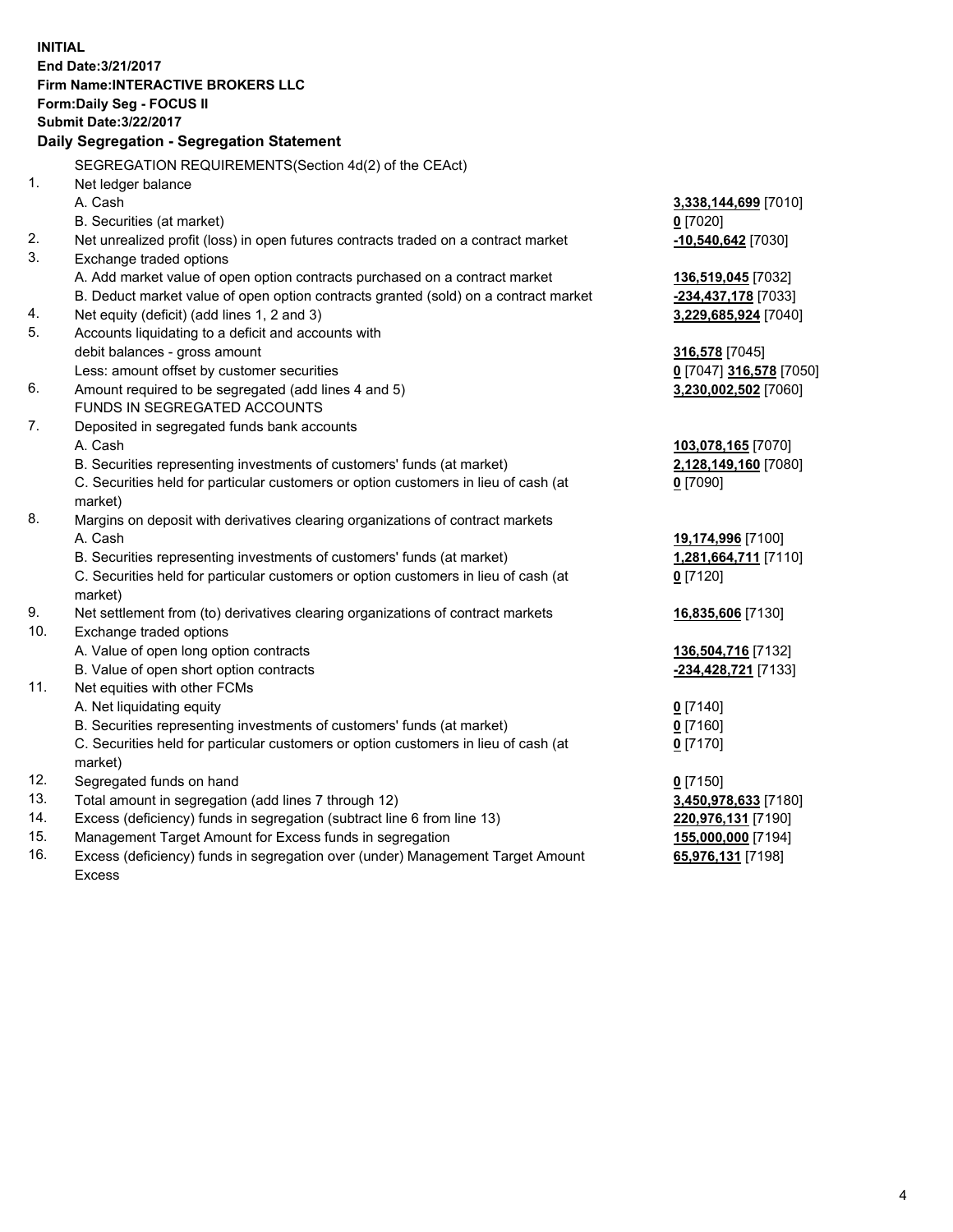**INITIAL**
**End Date:3/21/2017**
**Firm Name:INTERACTIVE BROKERS LLC**
**Form:Daily Seg - FOCUS II**
**Submit Date:3/22/2017**

## Daily Segregation - Segregation Statement

SEGREGATION REQUIREMENTS(Section 4d(2) of the CEAct)

| | | |
|---|---|---|
| 1. | Net ledger balance | |
| | A. Cash | **3,338,144,699** [7010] |
| | B. Securities (at market) | **0** [7020] |
| 2. | Net unrealized profit (loss) in open futures contracts traded on a contract market | **-10,540,642** [7030] |
| 3. | Exchange traded options | |
| | A. Add market value of open option contracts purchased on a contract market | **136,519,045** [7032] |
| | B. Deduct market value of open option contracts granted (sold) on a contract market | **-234,437,178** [7033] |
| 4. | Net equity (deficit) (add lines 1, 2 and 3) | **3,229,685,924** [7040] |
| 5. | Accounts liquidating to a deficit and accounts with | |
| | debit balances - gross amount | **316,578** [7045] |
| | Less: amount offset by customer securities | **0** [7047] **316,578** [7050] |
| 6. | Amount required to be segregated (add lines 4 and 5) | **3,230,002,502** [7060] |
| | FUNDS IN SEGREGATED ACCOUNTS | |
| 7. | Deposited in segregated funds bank accounts | |
| | A. Cash | **103,078,165** [7070] |
| | B. Securities representing investments of customers' funds (at market) | **2,128,149,160** [7080] |
| | C. Securities held for particular customers or option customers in lieu of cash (at market) | **0** [7090] |
| 8. | Margins on deposit with derivatives clearing organizations of contract markets | |
| | A. Cash | **19,174,996** [7100] |
| | B. Securities representing investments of customers' funds (at market) | **1,281,664,711** [7110] |
| | C. Securities held for particular customers or option customers in lieu of cash (at market) | **0** [7120] |
| 9. | Net settlement from (to) derivatives clearing organizations of contract markets | **16,835,606** [7130] |
| 10. | Exchange traded options | |
| | A. Value of open long option contracts | **136,504,716** [7132] |
| | B. Value of open short option contracts | **-234,428,721** [7133] |
| 11. | Net equities with other FCMs | |
| | A. Net liquidating equity | **0** [7140] |
| | B. Securities representing investments of customers' funds (at market) | **0** [7160] |
| | C. Securities held for particular customers or option customers in lieu of cash (at market) | **0** [7170] |
| 12. | Segregated funds on hand | **0** [7150] |
| 13. | Total amount in segregation (add lines 7 through 12) | **3,450,978,633** [7180] |
| 14. | Excess (deficiency) funds in segregation (subtract line 6 from line 13) | **220,976,131** [7190] |
| 15. | Management Target Amount for Excess funds in segregation | **155,000,000** [7194] |
| 16. | Excess (deficiency) funds in segregation over (under) Management Target Amount Excess | **65,976,131** [7198] |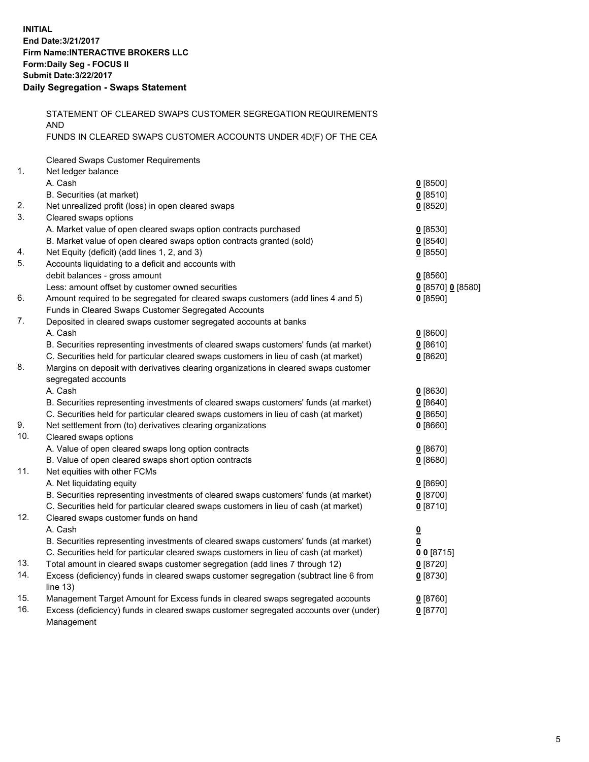**INITIAL**
**End Date:3/21/2017**
**Firm Name:INTERACTIVE BROKERS LLC**
**Form:Daily Seg - FOCUS II**
**Submit Date:3/22/2017**
**Daily Segregation - Swaps Statement**

STATEMENT OF CLEARED SWAPS CUSTOMER SEGREGATION REQUIREMENTS AND FUNDS IN CLEARED SWAPS CUSTOMER ACCOUNTS UNDER 4D(F) OF THE CEA

| | | |
|---|---|---|
| | Cleared Swaps Customer Requirements | |
| 1. | Net ledger balance | |
| | A. Cash | 0 [8500] |
| | B. Securities (at market) | 0 [8510] |
| 2. | Net unrealized profit (loss) in open cleared swaps | 0 [8520] |
| 3. | Cleared swaps options | |
| | A. Market value of open cleared swaps option contracts purchased | 0 [8530] |
| | B. Market value of open cleared swaps option contracts granted (sold) | 0 [8540] |
| 4. | Net Equity (deficit) (add lines 1, 2, and 3) | 0 [8550] |
| 5. | Accounts liquidating to a deficit and accounts with debit balances - gross amount | 0 [8560] |
| | Less: amount offset by customer owned securities | 0 [8570] 0 [8580] |
| 6. | Amount required to be segregated for cleared swaps customers (add lines 4 and 5) | 0 [8590] |
| | Funds in Cleared Swaps Customer Segregated Accounts | |
| 7. | Deposited in cleared swaps customer segregated accounts at banks | |
| | A. Cash | 0 [8600] |
| | B. Securities representing investments of cleared swaps customers' funds (at market) | 0 [8610] |
| | C. Securities held for particular cleared swaps customers in lieu of cash (at market) | 0 [8620] |
| 8. | Margins on deposit with derivatives clearing organizations in cleared swaps customer segregated accounts | |
| | A. Cash | 0 [8630] |
| | B. Securities representing investments of cleared swaps customers' funds (at market) | 0 [8640] |
| | C. Securities held for particular cleared swaps customers in lieu of cash (at market) | 0 [8650] |
| 9. | Net settlement from (to) derivatives clearing organizations | 0 [8660] |
| 10. | Cleared swaps options | |
| | A. Value of open cleared swaps long option contracts | 0 [8670] |
| | B. Value of open cleared swaps short option contracts | 0 [8680] |
| 11. | Net equities with other FCMs | |
| | A. Net liquidating equity | 0 [8690] |
| | B. Securities representing investments of cleared swaps customers' funds (at market) | 0 [8700] |
| | C. Securities held for particular cleared swaps customers in lieu of cash (at market) | 0 [8710] |
| 12. | Cleared swaps customer funds on hand | |
| | A. Cash | 0 |
| | B. Securities representing investments of cleared swaps customers' funds (at market) | 0 |
| | C. Securities held for particular cleared swaps customers in lieu of cash (at market) | 0 0 [8715] |
| 13. | Total amount in cleared swaps customer segregation (add lines 7 through 12) | 0 [8720] |
| 14. | Excess (deficiency) funds in cleared swaps customer segregation (subtract line 6 from line 13) | 0 [8730] |
| 15. | Management Target Amount for Excess funds in cleared swaps segregated accounts | 0 [8760] |
| 16. | Excess (deficiency) funds in cleared swaps customer segregated accounts over (under) Management | 0 [8770] |